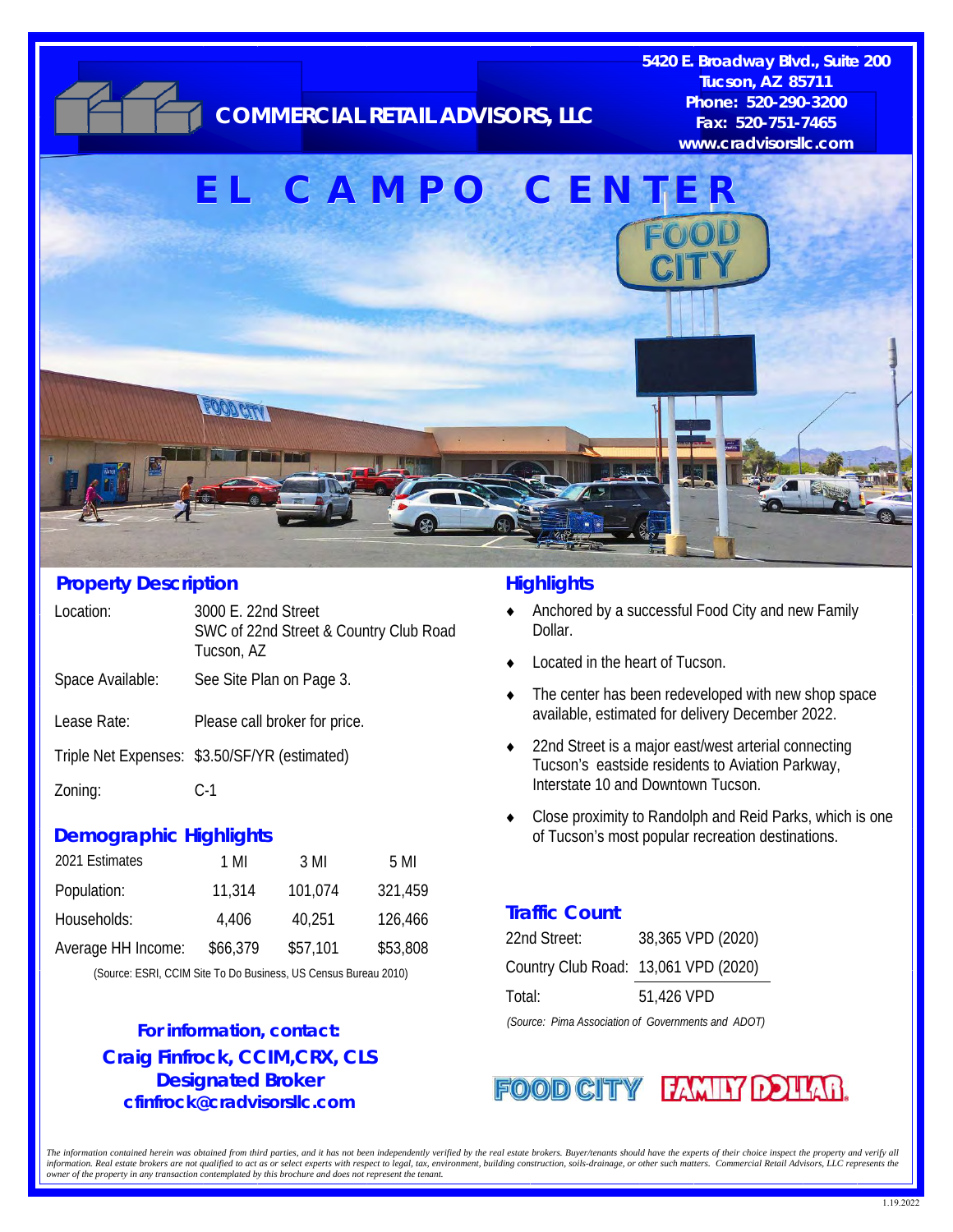COMMERCIAL RETAIL ADVISORS, LLC

5420 E. Broadway Blvd., Suite 200
Tucson, AZ 85711
Phone: 520-290-3200
Fax: 520-751-7465
www.cradvisorsllc.com

# EL CAMPO CENTER

## Property Description

| | |
|---|---|
| Location: | 3000 E. 22nd Street<br>SWC of 22nd Street & Country Club Road<br>Tucson, AZ |
| Space Available: | See Site Plan on Page 3. |
| Lease Rate: | Please call broker for price. |
| Triple Net Expenses: | $3.50/SF/YR (estimated) |
| Zoning: | C-1 |

## Demographic Highlights

| 2021 Estimates | 1 MI | 3 MI | 5 MI |
|---|---|---|---|
| Population: | 11,314 | 101,074 | 321,459 |
| Households: | 4,406 | 40,251 | 126,466 |
| Average HH Income: | $66,379 | $57,101 | $53,808 |

(Source: ESRI, CCIM Site To Do Business, US Census Bureau 2010)

**For information, contact:**
**Craig Finfrock, CCIM,CRX, CLS**
**Designated Broker**
**cfinfrock@cradvisorsllc.com**

## Highlights

- Anchored by a successful Food City and new Family Dollar.
- Located in the heart of Tucson.
- The center has been redeveloped with new shop space available, estimated for delivery December 2022.
- 22nd Street is a major east/west arterial connecting Tucson's eastside residents to Aviation Parkway, Interstate 10 and Downtown Tucson.
- Close proximity to Randolph and Reid Parks, which is one of Tucson's most popular recreation destinations.

## Traffic Count

| | |
|---|---|
| 22nd Street: | 38,365 VPD (2020) |
| Country Club Road: | 13,061 VPD (2020) |
| Total: | 51,426 VPD |

*(Source: Pima Association of Governments and ADOT)*

FOOD CITY FAMILY DOLLAR

*The information contained herein was obtained from third parties, and it has not been independently verified by the real estate brokers. Buyer/tenants should have the experts of their choice inspect the property and verify all information. Real estate brokers are not qualified to act as or select experts with respect to legal, tax, environment, building construction, soils-drainage, or other such matters. Commercial Retail Advisors, LLC represents the owner of the property in any transaction contemplated by this brochure and does not represent the tenant.*

1.19.2022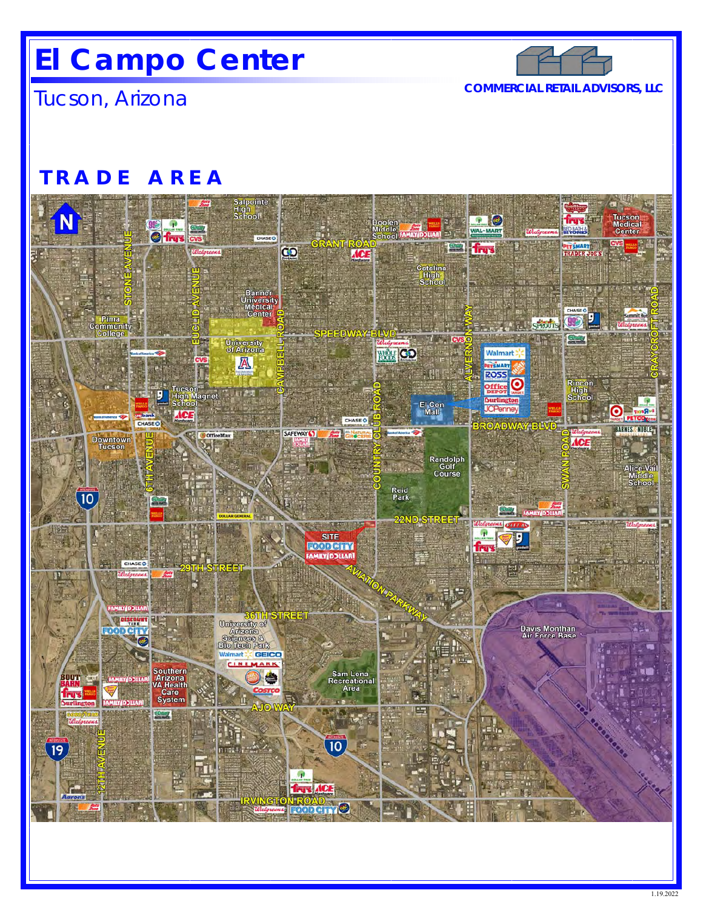# El Campo Center

Tucson, Arizona

COMMERCIAL RETAIL ADVISORS, LLC

## TRADE AREA

N

Salpointe High School

Doolen Middle School

Tucson Medical Center

GRANT ROAD

Catalina High School

STONE AVENUE

EUCLID AVENUE

Banner University Medical Center

Pima Community College

University of Arizona

CAMPBELL ROAD

SPEEDWAY BLVD

ALVERNON WAY

CRAYCROFT ROAD

Rincon High School

Tucson High Magnet School

El Con Mall

COUNTRY CLUB ROAD

BROADWAY BLVD

Downtown Tucson

6TH AVENUE

Randolph Golf Course

SWAN ROAD

Alice Vail Middle School

10

Reid Park

22ND STREET

SITE

29TH STREET

AVIATION PARKWAY

36TH STREET

University of Arizona Sciences & Bio Tech Park

Davis Monthan Air Force Base

Southern Arizona VA Health Care System

Sam Lena Recreational Area

AJO WAY

19

10

12TH AVENUE

IRVINGTON ROAD

1.19.2022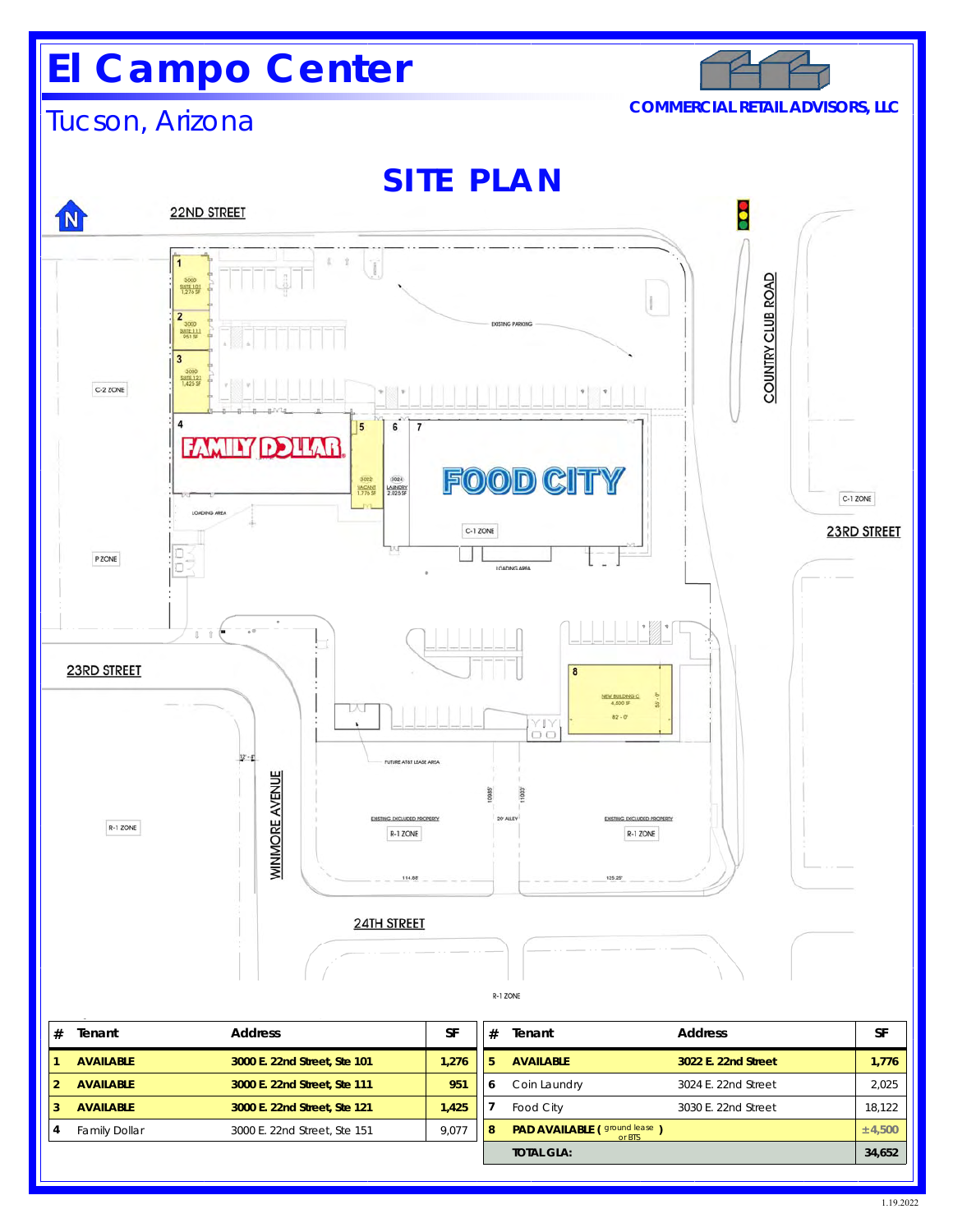# El Campo Center

## Tucson, Arizona

COMMERCIAL RETAIL ADVISORS, LLC

## SITE PLAN

22ND STREET

COUNTRY CLUB ROAD

23RD STREET

WINMORE AVENUE

24TH STREET

| # | Tenant | Address | SF |
|---|---|---|---|
| 1 | **AVAILABLE** | **3000 E. 22nd Street, Ste 101** | **1,276** |
| 2 | **AVAILABLE** | **3000 E. 22nd Street, Ste 111** | **951** |
| 3 | **AVAILABLE** | **3000 E. 22nd Street, Ste 121** | **1,425** |
| 4 | Family Dollar | 3000 E. 22nd Street, Ste 151 | 9,077 |

| # | Tenant | Address | SF |
|---|---|---|---|
| 5 | **AVAILABLE** | **3022 E. 22nd Street** | **1,776** |
| 6 | Coin Laundry | 3024 E. 22nd Street | 2,025 |
| 7 | Food City | 3030 E. 22nd Street | 18,122 |
| 8 | **PAD AVAILABLE ( ground lease or BTS )** | | **±4,500** |
| | **TOTAL GLA:** | | **34,652** |

1.19.2022